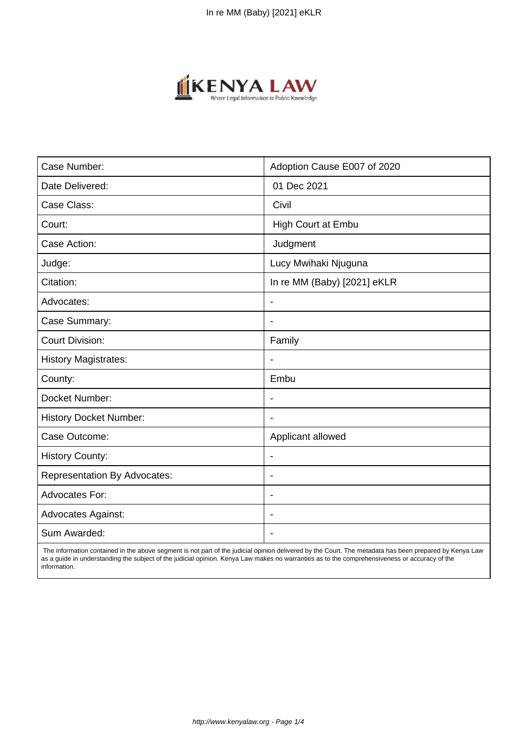| Case Number: | Adoption Cause E007 of 2020 |
| --- | --- |
| Date Delivered: | 01 Dec 2021 |
| Case Class: | Civil |
| Court: | High Court at Embu |
| Case Action: | Judgment |
| Judge: | Lucy Mwihaki Njuguna |
| Citation: | In re MM (Baby) [2021] eKLR |
| Advocates: | - |
| Case Summary: | - |
| Court Division: | Family |
| History Magistrates: | - |
| County: | Embu |
| Docket Number: | - |
| History Docket Number: | - |
| Case Outcome: | Applicant allowed |
| History County: | - |
| Representation By Advocates: | - |
| Advocates For: | - |
| Advocates Against: | - |
| Sum Awarded: | - |

The information contained in the above segment is not part of the judicial opinion delivered by the Court. The metadata has been prepared by Kenya Law as a guide in understanding the subject of the judicial opinion. Kenya Law makes no warranties as to the comprehensiveness or accuracy of the information.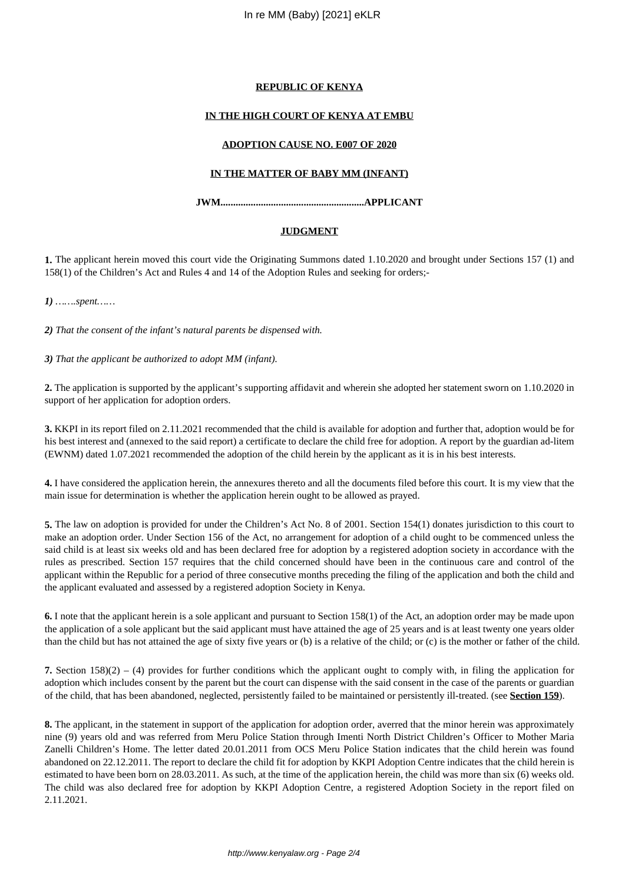**REPUBLIC OF KENYA**

**IN THE HIGH COURT OF KENYA AT EMBU**

**ADOPTION CAUSE NO. E007 OF 2020**

**IN THE MATTER OF BABY MM (INFANT)**

**JWM.........................................................APPLICANT**

**JUDGMENT**

**1.** The applicant herein moved this court vide the Originating Summons dated 1.10.2020 and brought under Sections 157 (1) and 158(1) of the Children's Act and Rules 4 and 14 of the Adoption Rules and seeking for orders;-

***1)*** *…….spent……*

***2)*** *That the consent of the infant's natural parents be dispensed with.*

***3)*** *That the applicant be authorized to adopt MM (infant).*

**2.** The application is supported by the applicant's supporting affidavit and wherein she adopted her statement sworn on 1.10.2020 in support of her application for adoption orders.

**3.** KKPI in its report filed on 2.11.2021 recommended that the child is available for adoption and further that, adoption would be for his best interest and (annexed to the said report) a certificate to declare the child free for adoption. A report by the guardian ad-litem (EWNM) dated 1.07.2021 recommended the adoption of the child herein by the applicant as it is in his best interests.

**4.** I have considered the application herein, the annexures thereto and all the documents filed before this court. It is my view that the main issue for determination is whether the application herein ought to be allowed as prayed.

**5.** The law on adoption is provided for under the Children's Act No. 8 of 2001. Section 154(1) donates jurisdiction to this court to make an adoption order. Under Section 156 of the Act, no arrangement for adoption of a child ought to be commenced unless the said child is at least six weeks old and has been declared free for adoption by a registered adoption society in accordance with the rules as prescribed. Section 157 requires that the child concerned should have been in the continuous care and control of the applicant within the Republic for a period of three consecutive months preceding the filing of the application and both the child and the applicant evaluated and assessed by a registered adoption Society in Kenya.

**6.** I note that the applicant herein is a sole applicant and pursuant to Section 158(1) of the Act, an adoption order may be made upon the application of a sole applicant but the said applicant must have attained the age of 25 years and is at least twenty one years older than the child but has not attained the age of sixty five years or (b) is a relative of the child; or (c) is the mother or father of the child.

**7.** Section 158)(2) – (4) provides for further conditions which the applicant ought to comply with, in filing the application for adoption which includes consent by the parent but the court can dispense with the said consent in the case of the parents or guardian of the child, that has been abandoned, neglected, persistently failed to be maintained or persistently ill-treated. (see **Section 159**).

**8.** The applicant, in the statement in support of the application for adoption order, averred that the minor herein was approximately nine (9) years old and was referred from Meru Police Station through Imenti North District Children's Officer to Mother Maria Zanelli Children's Home. The letter dated 20.01.2011 from OCS Meru Police Station indicates that the child herein was found abandoned on 22.12.2011. The report to declare the child fit for adoption by KKPI Adoption Centre indicates that the child herein is estimated to have been born on 28.03.2011. As such, at the time of the application herein, the child was more than six (6) weeks old. The child was also declared free for adoption by KKPI Adoption Centre, a registered Adoption Society in the report filed on 2.11.2021.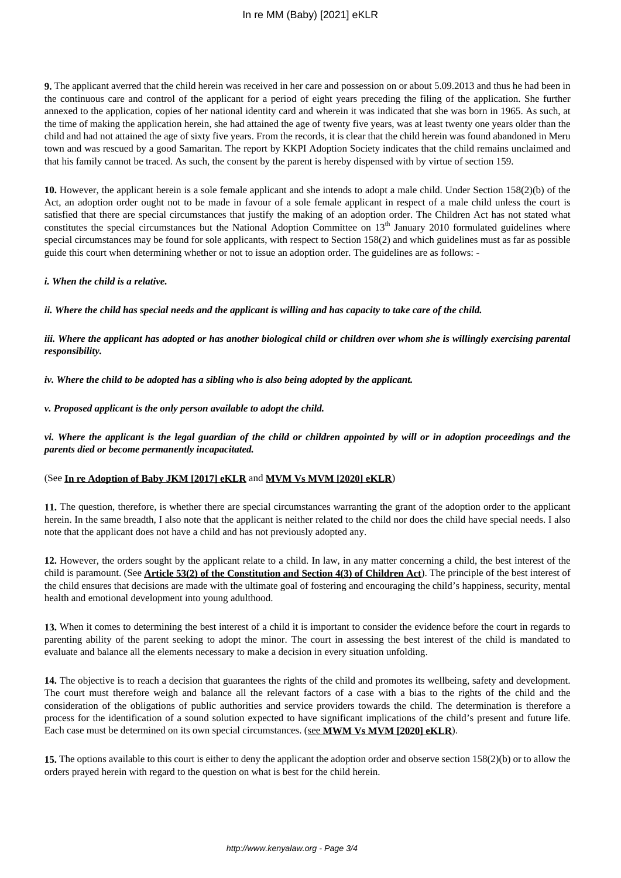**9.** The applicant averred that the child herein was received in her care and possession on or about 5.09.2013 and thus he had been in the continuous care and control of the applicant for a period of eight years preceding the filing of the application. She further annexed to the application, copies of her national identity card and wherein it was indicated that she was born in 1965. As such, at the time of making the application herein, she had attained the age of twenty five years, was at least twenty one years older than the child and had not attained the age of sixty five years. From the records, it is clear that the child herein was found abandoned in Meru town and was rescued by a good Samaritan. The report by KKPI Adoption Society indicates that the child remains unclaimed and that his family cannot be traced. As such, the consent by the parent is hereby dispensed with by virtue of section 159.

**10.** However, the applicant herein is a sole female applicant and she intends to adopt a male child. Under Section 158(2)(b) of the Act, an adoption order ought not to be made in favour of a sole female applicant in respect of a male child unless the court is satisfied that there are special circumstances that justify the making of an adoption order. The Children Act has not stated what constitutes the special circumstances but the National Adoption Committee on 13th January 2010 formulated guidelines where special circumstances may be found for sole applicants, with respect to Section 158(2) and which guidelines must as far as possible guide this court when determining whether or not to issue an adoption order. The guidelines are as follows: -

***i. When the child is a relative.***

***ii. Where the child has special needs and the applicant is willing and has capacity to take care of the child.***

***iii. Where the applicant has adopted or has another biological child or children over whom she is willingly exercising parental responsibility.***

***iv. Where the child to be adopted has a sibling who is also being adopted by the applicant.***

***v. Proposed applicant is the only person available to adopt the child.***

***vi. Where the applicant is the legal guardian of the child or children appointed by will or in adoption proceedings and the parents died or become permanently incapacitated.***

(See **In re Adoption of Baby JKM [2017] eKLR** and **MVM Vs MVM [2020] eKLR**)

**11.** The question, therefore, is whether there are special circumstances warranting the grant of the adoption order to the applicant herein. In the same breadth, I also note that the applicant is neither related to the child nor does the child have special needs. I also note that the applicant does not have a child and has not previously adopted any.

**12.** However, the orders sought by the applicant relate to a child. In law, in any matter concerning a child, the best interest of the child is paramount. (See **Article 53(2) of the Constitution and Section 4(3) of Children Act**). The principle of the best interest of the child ensures that decisions are made with the ultimate goal of fostering and encouraging the child's happiness, security, mental health and emotional development into young adulthood.

**13.** When it comes to determining the best interest of a child it is important to consider the evidence before the court in regards to parenting ability of the parent seeking to adopt the minor. The court in assessing the best interest of the child is mandated to evaluate and balance all the elements necessary to make a decision in every situation unfolding.

**14.** The objective is to reach a decision that guarantees the rights of the child and promotes its wellbeing, safety and development. The court must therefore weigh and balance all the relevant factors of a case with a bias to the rights of the child and the consideration of the obligations of public authorities and service providers towards the child. The determination is therefore a process for the identification of a sound solution expected to have significant implications of the child's present and future life. Each case must be determined on its own special circumstances. (see **MWM Vs MVM [2020] eKLR**).

**15.** The options available to this court is either to deny the applicant the adoption order and observe section 158(2)(b) or to allow the orders prayed herein with regard to the question on what is best for the child herein.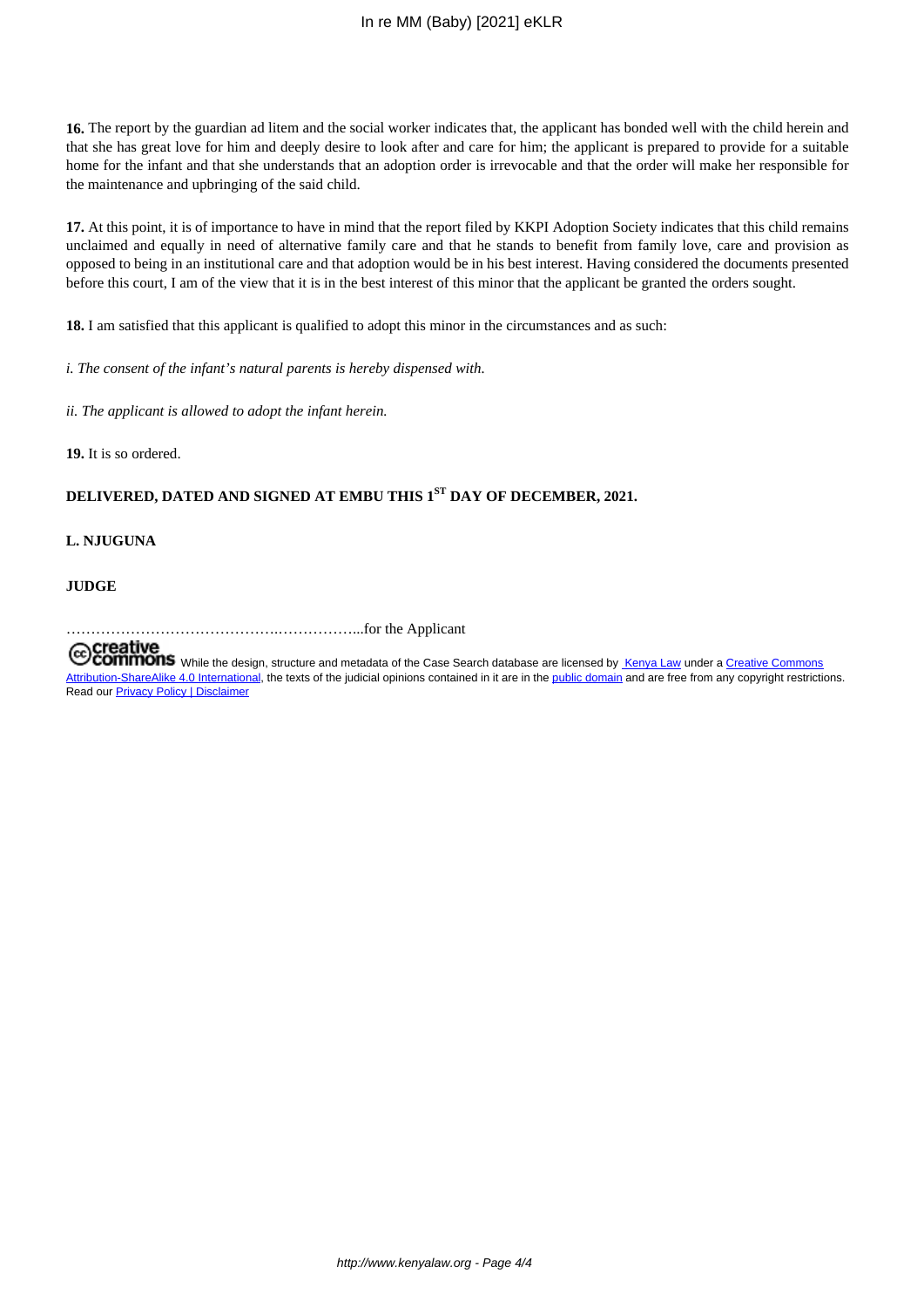**16.** The report by the guardian ad litem and the social worker indicates that, the applicant has bonded well with the child herein and that she has great love for him and deeply desire to look after and care for him; the applicant is prepared to provide for a suitable home for the infant and that she understands that an adoption order is irrevocable and that the order will make her responsible for the maintenance and upbringing of the said child.

**17.** At this point, it is of importance to have in mind that the report filed by KKPI Adoption Society indicates that this child remains unclaimed and equally in need of alternative family care and that he stands to benefit from family love, care and provision as opposed to being in an institutional care and that adoption would be in his best interest. Having considered the documents presented before this court, I am of the view that it is in the best interest of this minor that the applicant be granted the orders sought.

**18.** I am satisfied that this applicant is qualified to adopt this minor in the circumstances and as such:

*i. The consent of the infant's natural parents is hereby dispensed with.*

*ii. The applicant is allowed to adopt the infant herein.*

**19.** It is so ordered.

**DELIVERED, DATED AND SIGNED AT EMBU THIS 1ST DAY OF DECEMBER, 2021.**

**L. NJUGUNA**

**JUDGE**

…………………………………….……………...for the Applicant

While the design, structure and metadata of the Case Search database are licensed by Kenya Law under a Creative Commons Attribution-ShareAlike 4.0 International, the texts of the judicial opinions contained in it are in the public domain and are free from any copyright restrictions. Read our Privacy Policy | Disclaimer